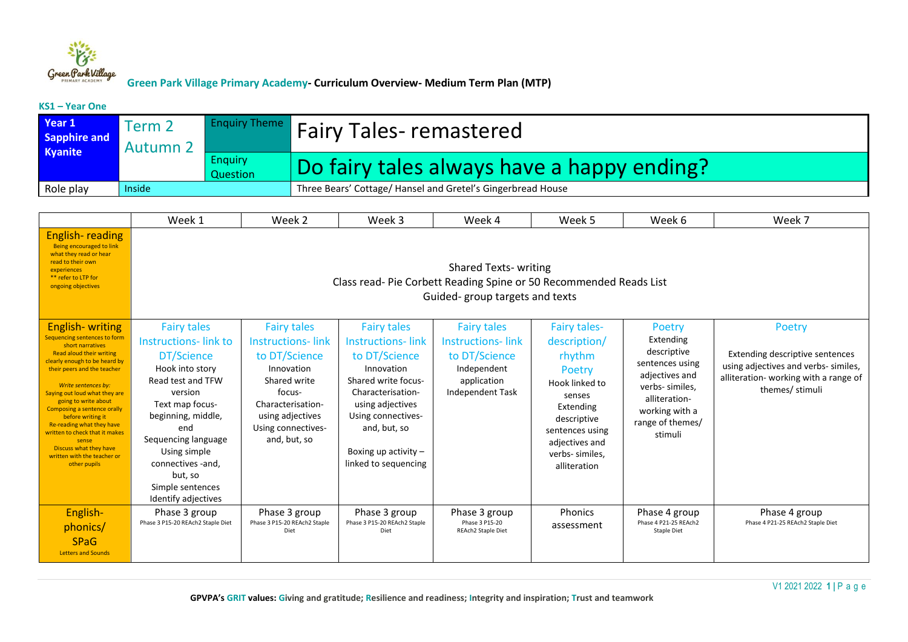**Green Park Village Primary Academy- Curriculum Overview- Medium Term Plan (MTP)**

**KS1 – Year One**

| **Year 1 Sapphire and Kyanite** | Term 2 Autumn 2 | Enquiry Theme | Fairy Tales- remastered |
|---|---|---|---|
| | | Enquiry Question | Do fairy tales always have a happy ending? |
| Role play | Inside | | Three Bears' Cottage/ Hansel and Gretel's Gingerbread House |

| | Week 1 | Week 2 | Week 3 | Week 4 | Week 5 | Week 6 | Week 7 |
|---|---|---|---|---|---|---|---|
| **English- reading** Being encouraged to link what they read or hear read to their own experiences ** refer to LTP for ongoing objectives | Shared Texts- writing Class read- Pie Corbett Reading Spine or 50 Recommended Reads List Guided- group targets and texts | | | | | | |
| **English- writing** Sequencing sentences to form short narratives Read aloud their writing clearly enough to be heard by their peers and the teacher *Write sentences by:* Saying out loud what they are going to write about Composing a sentence orally before writing it Re-reading what they have written to check that it makes sense Discuss what they have written with the teacher or other pupils | Fairy tales Instructions- link to DT/Science Hook into story Read test and TFW version Text map focus- beginning, middle, end Sequencing language Using simple connectives -and, but, so Simple sentences Identify adjectives | Fairy tales Instructions- link to DT/Science Innovation Shared write focus- Characterisation- using adjectives Using connectives- and, but, so | Fairy tales Instructions- link to DT/Science Innovation Shared write focus- Characterisation- using adjectives Using connectives- and, but, so Boxing up activity – linked to sequencing | Fairy tales Instructions- link to DT/Science Independent application Independent Task | Fairy tales- description/ rhythm Poetry Hook linked to senses Extending descriptive sentences using adjectives and verbs- similes, alliteration | Poetry Extending descriptive sentences using adjectives and verbs- similes, alliteration- working with a range of themes/ stimuli | Poetry Extending descriptive sentences using adjectives and verbs- similes, alliteration- working with a range of themes/ stimuli |
| **English- phonics/ SPaG** Letters and Sounds | Phase 3 group Phase 3 P15-20 REAch2 Staple Diet | Phase 3 group Phase 3 P15-20 REAch2 Staple Diet | Phase 3 group Phase 3 P15-20 REAch2 Staple Diet | Phase 3 group Phase 3 P15-20 REAch2 Staple Diet | Phonics assessment | Phase 4 group Phase 4 P21-25 REAch2 Staple Diet | Phase 4 group Phase 4 P21-25 REAch2 Staple Diet |

**GPVPA's GRIT values: Giving and gratitude; Resilience and readiness; Integrity and inspiration; Trust and teamwork**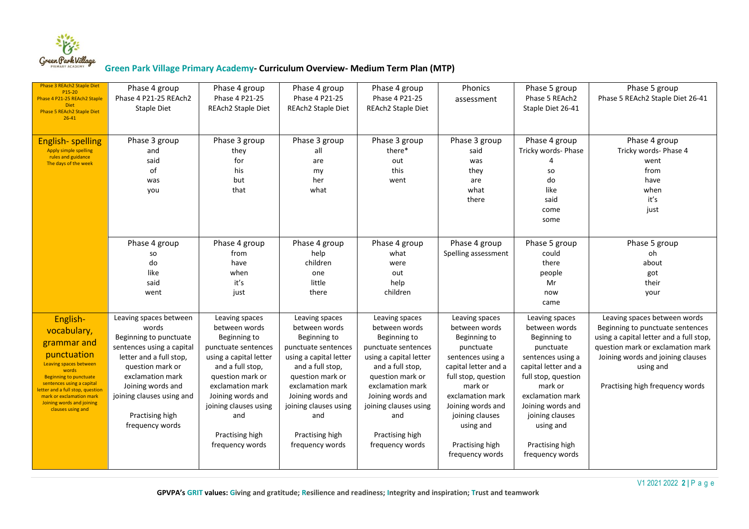## Green Park Village Primary Academy- Curriculum Overview- Medium Term Plan (MTP)

| | | | | | | | |
|---|---|---|---|---|---|---|---|
| Phase 3 REAch2 Staple Diet P15-20 Phase 4 P21-25 REAch2 Staple Diet Phase 5 REAch2 Staple Diet 26-41 | Phase 4 group Phase 4 P21-25 REAch2 Staple Diet | Phase 4 group Phase 4 P21-25 REAch2 Staple Diet | Phase 4 group Phase 4 P21-25 REAch2 Staple Diet | Phase 4 group Phase 4 P21-25 REAch2 Staple Diet | Phonics assessment | Phase 5 group Phase 5 REAch2 Staple Diet 26-41 | Phase 5 group Phase 5 REAch2 Staple Diet 26-41 |
| **English- spelling** Apply simple spelling rules and guidance The days of the week | Phase 3 group and said of was you | Phase 3 group they for his but that | Phase 3 group all are my her what | Phase 3 group there* out this went | Phase 3 group said was they are what there | Phase 4 group Tricky words- Phase 4 so do like said come some | Phase 4 group Tricky words- Phase 4 went from have when it's just |
| | Phase 4 group so do like said went | Phase 4 group from have when it's just | Phase 4 group help children one little there | Phase 4 group what were out help children | Phase 4 group Spelling assessment | Phase 5 group could there people Mr now came | Phase 5 group oh about got their your |
| **English- vocabulary, grammar and punctuation** Leaving spaces between words Beginning to punctuate sentences using a capital letter and a full stop, question mark or exclamation mark Joining words and joining clauses using and | Leaving spaces between words Beginning to punctuate sentences using a capital letter and a full stop, question mark or exclamation mark Joining words and joining clauses using and Practising high frequency words | Leaving spaces between words Beginning to punctuate sentences using a capital letter and a full stop, question mark or exclamation mark Joining words and joining clauses using and Practising high frequency words | Leaving spaces between words Beginning to punctuate sentences using a capital letter and a full stop, question mark or exclamation mark Joining words and joining clauses using and Practising high frequency words | Leaving spaces between words Beginning to punctuate sentences using a capital letter and a full stop, question mark or exclamation mark Joining words and joining clauses using and Practising high frequency words | Leaving spaces between words Beginning to punctuate sentences using a capital letter and a full stop, question mark or exclamation mark Joining words and joining clauses using and Practising high frequency words | Leaving spaces between words Beginning to punctuate sentences using a capital letter and a full stop, question mark or exclamation mark Joining words and joining clauses using and Practising high frequency words | Leaving spaces between words Beginning to punctuate sentences using a capital letter and a full stop, question mark or exclamation mark Joining words and joining clauses using and Practising high frequency words |

**GPVPA's GRIT values: Giving and gratitude; Resilience and readiness; Integrity and inspiration; Trust and teamwork**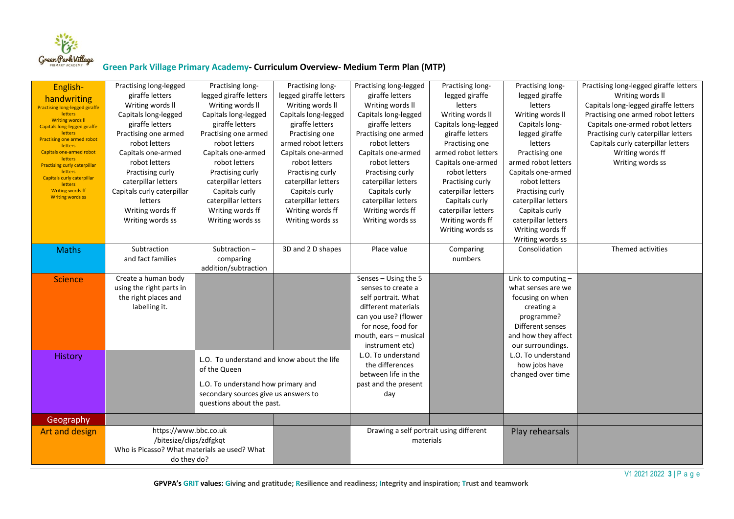## Green Park Village Primary Academy- Curriculum Overview- Medium Term Plan (MTP)

| English- handwriting<br>Practising long-legged giraffe letters<br>Writing words ll<br>Capitals long-legged giraffe letters<br>Practising one armed robot letters<br>Capitals one-armed robot letters<br>Practising curly caterpillar letters<br>Capitals curly caterpillar letters<br>Writing words ff<br>Writing words ss | Practising long-legged giraffe letters<br>Writing words ll<br>Capitals long-legged giraffe letters<br>Practising one armed robot letters<br>Capitals one-armed robot letters<br>Practising curly caterpillar letters<br>Capitals curly caterpillar letters<br>Writing words ff<br>Writing words ss | Practising long-legged giraffe letters<br>Writing words ll<br>Capitals long-legged giraffe letters<br>Practising one armed robot letters<br>Capitals one-armed robot letters<br>Practising curly caterpillar letters<br>Capitals curly caterpillar letters<br>Writing words ff<br>Writing words ss | Practising long-legged giraffe letters<br>Writing words ll<br>Capitals long-legged giraffe letters<br>Practising one armed robot letters<br>Capitals one-armed robot letters<br>Practising curly caterpillar letters<br>Capitals curly caterpillar letters<br>Writing words ff<br>Writing words ss | Practising long-legged giraffe letters<br>Writing words ll<br>Capitals long-legged giraffe letters<br>Practising one armed robot letters<br>Capitals one-armed robot letters<br>Practising curly caterpillar letters<br>Capitals curly caterpillar letters<br>Writing words ff<br>Writing words ss | Practising long-legged giraffe letters<br>Writing words ll<br>Capitals long-legged giraffe letters<br>Practising one armed robot letters<br>Capitals one-armed robot letters<br>Practising curly caterpillar letters<br>Capitals curly caterpillar letters<br>Writing words ff<br>Writing words ss | Practising long-legged giraffe letters<br>Writing words ll<br>Capitals long-legged giraffe letters<br>Practising one armed robot letters<br>Capitals one-armed robot letters<br>Practising curly caterpillar letters<br>Capitals curly caterpillar letters<br>Writing words ff<br>Writing words ss | Practising long-legged giraffe letters<br>Writing words ll<br>Capitals long-legged giraffe letters<br>Practising one armed robot letters<br>Capitals one-armed robot letters<br>Practising curly caterpillar letters<br>Capitals curly caterpillar letters<br>Writing words ff<br>Writing words ss |
|---|---|---|---|---|---|---|---|
| Maths | Subtraction and fact families | Subtraction – comparing addition/subtraction | 3D and 2 D shapes | Place value | Comparing numbers | Consolidation | Themed activities |
| Science | Create a human body using the right parts in the right places and labelling it. | | | Senses – Using the 5 senses to create a self portrait. What different materials can you use? (flower for nose, food for mouth, ears – musical instrument etc) | | Link to computing – what senses are we focusing on when creating a programme? Different senses and how they affect our surroundings. | |
| History | | L.O. To understand and know about the life of the Queen<br><br>L.O. To understand how primary and secondary sources give us answers to questions about the past. | | L.O. To understand the differences between life in the past and the present day | | L.O. To understand how jobs have changed over time | |
| Geography | | | | | | | |
| Art and design | https://www.bbc.co.uk/bitesize/clips/zdfgkqt<br>Who is Picasso? What materials ae used? What do they do? | | | Drawing a self portrait using different materials | | Play rehearsals | |

GPVPA's GRIT values: Giving and gratitude; Resilience and readiness; Integrity and inspiration; Trust and teamwork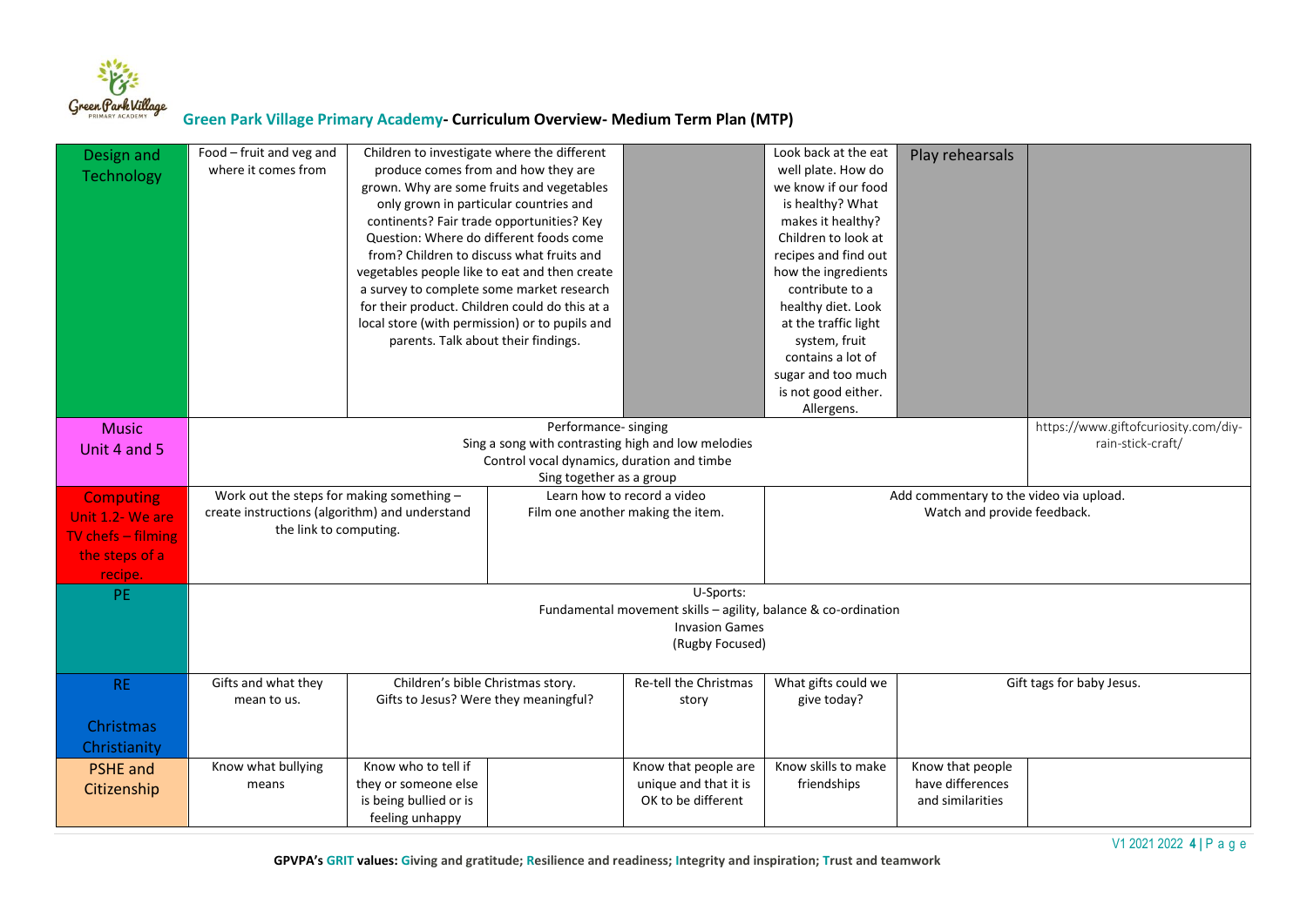## Green Park Village Primary Academy- Curriculum Overview- Medium Term Plan (MTP)

| Subject | | | | | | | |
|---|---|---|---|---|---|---|---|
| Design and Technology | Food – fruit and veg and where it comes from | Children to investigate where the different produce comes from and how they are grown. Why are some fruits and vegetables only grown in particular countries and continents? Fair trade opportunities? Key Question: Where do different foods come from? Children to discuss what fruits and vegetables people like to eat and then create a survey to complete some market research for their product. Children could do this at a local store (with permission) or to pupils and parents. Talk about their findings. | | | Look back at the eat well plate. How do we know if our food is healthy? What makes it healthy? Children to look at recipes and find out how the ingredients contribute to a healthy diet. Look at the traffic light system, fruit contains a lot of sugar and too much is not good either. Allergens. | Play rehearsals | |
| Music Unit 4 and 5 | Performance- singing<br>Sing a song with contrasting high and low melodies<br>Control vocal dynamics, duration and timbe<br>Sing together as a group | | | | | | https://www.giftofcuriosity.com/diy-rain-stick-craft/ |
| Computing Unit 1.2- We are TV chefs – filming the steps of a recipe. | Work out the steps for making something – create instructions (algorithm) and understand the link to computing. | | Learn how to record a video<br>Film one another making the item. | | Add commentary to the video via upload.<br>Watch and provide feedback. | | |
| PE | U-Sports:<br>Fundamental movement skills – agility, balance & co-ordination<br>Invasion Games<br>(Rugby Focused) | | | | | | |
| RE<br><br>Christmas Christianity | Gifts and what they mean to us. | Children's bible Christmas story.<br>Gifts to Jesus? Were they meaningful? | | Re-tell the Christmas story | What gifts could we give today? | Gift tags for baby Jesus. | |
| PSHE and Citizenship | Know what bullying means | Know who to tell if they or someone else is being bullied or is feeling unhappy | | Know that people are unique and that it is OK to be different | Know skills to make friendships | Know that people have differences and similarities | |

**GPVPA's GRIT values: Giving and gratitude; Resilience and readiness; Integrity and inspiration; Trust and teamwork**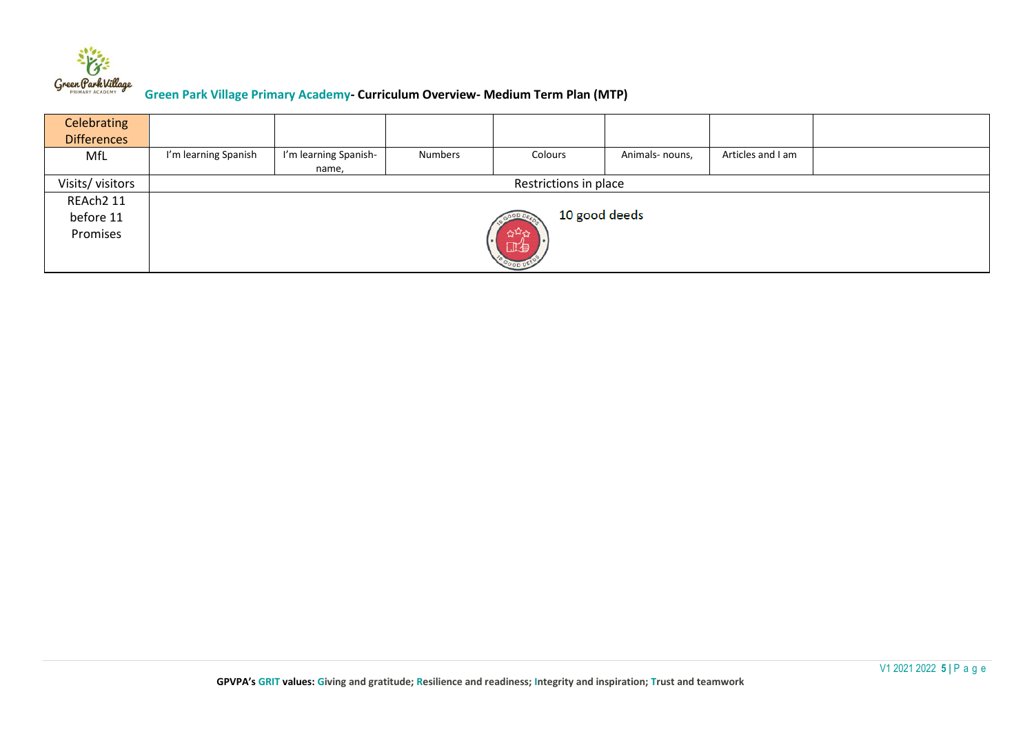**Green Park Village Primary Academy- Curriculum Overview- Medium Term Plan (MTP)**

| | | | | | | | |
|---|---|---|---|---|---|---|---|
| Celebrating Differences | | | | | | | |
| MfL | I'm learning Spanish | I'm learning Spanish- name, | Numbers | Colours | Animals- nouns, | Articles and I am | |
| Visits/ visitors | Restrictions in place | | | | | | |
| REAch2 11 before 11 Promises | 10 good deeds | | | | | | |

**GPVPA's GRIT values: Giving and gratitude; Resilience and readiness; Integrity and inspiration; Trust and teamwork**